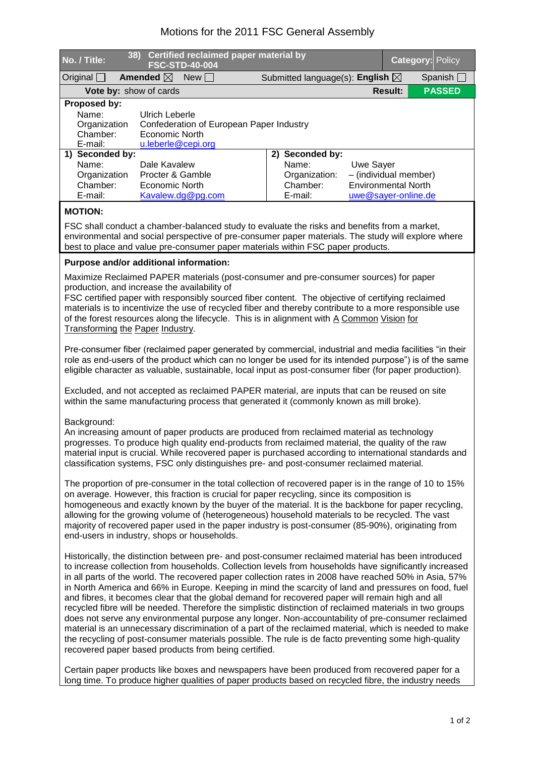# Motions for the 2011 FSC General Assembly

| No. / Title: | 38) Certified reclaimed paper material by FSC-STD-40-004 | | Category: Policy |
|---|---|---|---|
| Original ☐ | Amended ☒ | New ☐ | Submitted language(s): English ☒ Spanish ☐ |
| Vote by: show of cards | | Result: | PASSED |

**Proposed by:**

| | |
|---|---|
| Name: | Ulrich Leberle |
| Organization | Confederation of European Paper Industry |
| Chamber: | Economic North |
| E-mail: | u.leberle@cepi.org |

| 1) Seconded by: | | 2) Seconded by: | |
|---|---|---|---|
| Name: | Dale Kavalew | Name: | Uwe Sayer |
| Organization | Procter & Gamble | Organization: | – (individual member) |
| Chamber: | Economic North | Chamber: | Environmental North |
| E-mail: | Kavalew.dg@pg.com | E-mail: | uwe@sayer-online.de |

**MOTION:**

FSC shall conduct a chamber-balanced study to evaluate the risks and benefits from a market, environmental and social perspective of pre-consumer paper materials. The study will explore where best to place and value pre-consumer paper materials within FSC paper products.

**Purpose and/or additional information:**

Maximize Reclaimed PAPER materials (post-consumer and pre-consumer sources) for paper production, and increase the availability of
FSC certified paper with responsibly sourced fiber content. The objective of certifying reclaimed materials is to incentivize the use of recycled fiber and thereby contribute to a more responsible use of the forest resources along the lifecycle. This is in alignment with A Common Vision for Transforming the Paper Industry.

Pre-consumer fiber (reclaimed paper generated by commercial, industrial and media facilities "in their role as end-users of the product which can no longer be used for its intended purpose") is of the same eligible character as valuable, sustainable, local input as post-consumer fiber (for paper production).

Excluded, and not accepted as reclaimed PAPER material, are inputs that can be reused on site within the same manufacturing process that generated it (commonly known as mill broke).

Background:
An increasing amount of paper products are produced from reclaimed material as technology progresses. To produce high quality end-products from reclaimed material, the quality of the raw material input is crucial. While recovered paper is purchased according to international standards and classification systems, FSC only distinguishes pre- and post-consumer reclaimed material.

The proportion of pre-consumer in the total collection of recovered paper is in the range of 10 to 15% on average. However, this fraction is crucial for paper recycling, since its composition is homogeneous and exactly known by the buyer of the material. It is the backbone for paper recycling, allowing for the growing volume of (heterogeneous) household materials to be recycled. The vast majority of recovered paper used in the paper industry is post-consumer (85-90%), originating from end-users in industry, shops or households.

Historically, the distinction between pre- and post-consumer reclaimed material has been introduced to increase collection from households. Collection levels from households have significantly increased in all parts of the world. The recovered paper collection rates in 2008 have reached 50% in Asia, 57% in North America and 66% in Europe. Keeping in mind the scarcity of land and pressures on food, fuel and fibres, it becomes clear that the global demand for recovered paper will remain high and all recycled fibre will be needed. Therefore the simplistic distinction of reclaimed materials in two groups does not serve any environmental purpose any longer. Non-accountability of pre-consumer reclaimed material is an unnecessary discrimination of a part of the reclaimed material, which is needed to make the recycling of post-consumer materials possible. The rule is de facto preventing some high-quality recovered paper based products from being certified.

Certain paper products like boxes and newspapers have been produced from recovered paper for a long time. To produce higher qualities of paper products based on recycled fibre, the industry needs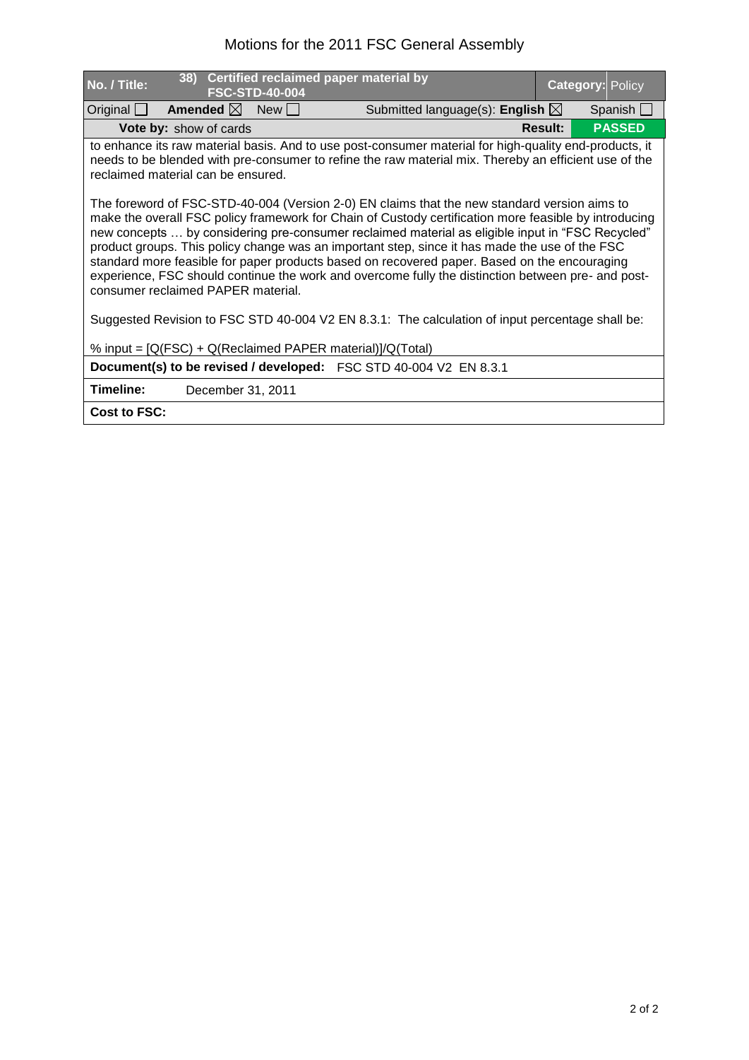Motions for the 2011 FSC General Assembly

| | | | |
|---|---|---|---|
| **No. / Title:** | **38) Certified reclaimed paper material by FSC-STD-40-004** | **Category:** | Policy |
| Original ☐ **Amended** ☒ New ☐ | Submitted language(s): **English** ☒ | Spanish ☐ | |
| **Vote by:** show of cards | | **Result:** | **PASSED** |

to enhance its raw material basis. And to use post-consumer material for high-quality end-products, it needs to be blended with pre-consumer to refine the raw material mix. Thereby an efficient use of the reclaimed material can be ensured.

The foreword of FSC-STD-40-004 (Version 2-0) EN claims that the new standard version aims to make the overall FSC policy framework for Chain of Custody certification more feasible by introducing new concepts … by considering pre-consumer reclaimed material as eligible input in "FSC Recycled" product groups. This policy change was an important step, since it has made the use of the FSC standard more feasible for paper products based on recovered paper. Based on the encouraging experience, FSC should continue the work and overcome fully the distinction between pre- and post-consumer reclaimed PAPER material.

Suggested Revision to FSC STD 40-004 V2 EN 8.3.1: The calculation of input percentage shall be:

% input = [Q(FSC) + Q(Reclaimed PAPER material)]/Q(Total)

**Document(s) to be revised / developed:** FSC STD 40-004 V2 EN 8.3.1

**Timeline:** December 31, 2011

**Cost to FSC:**